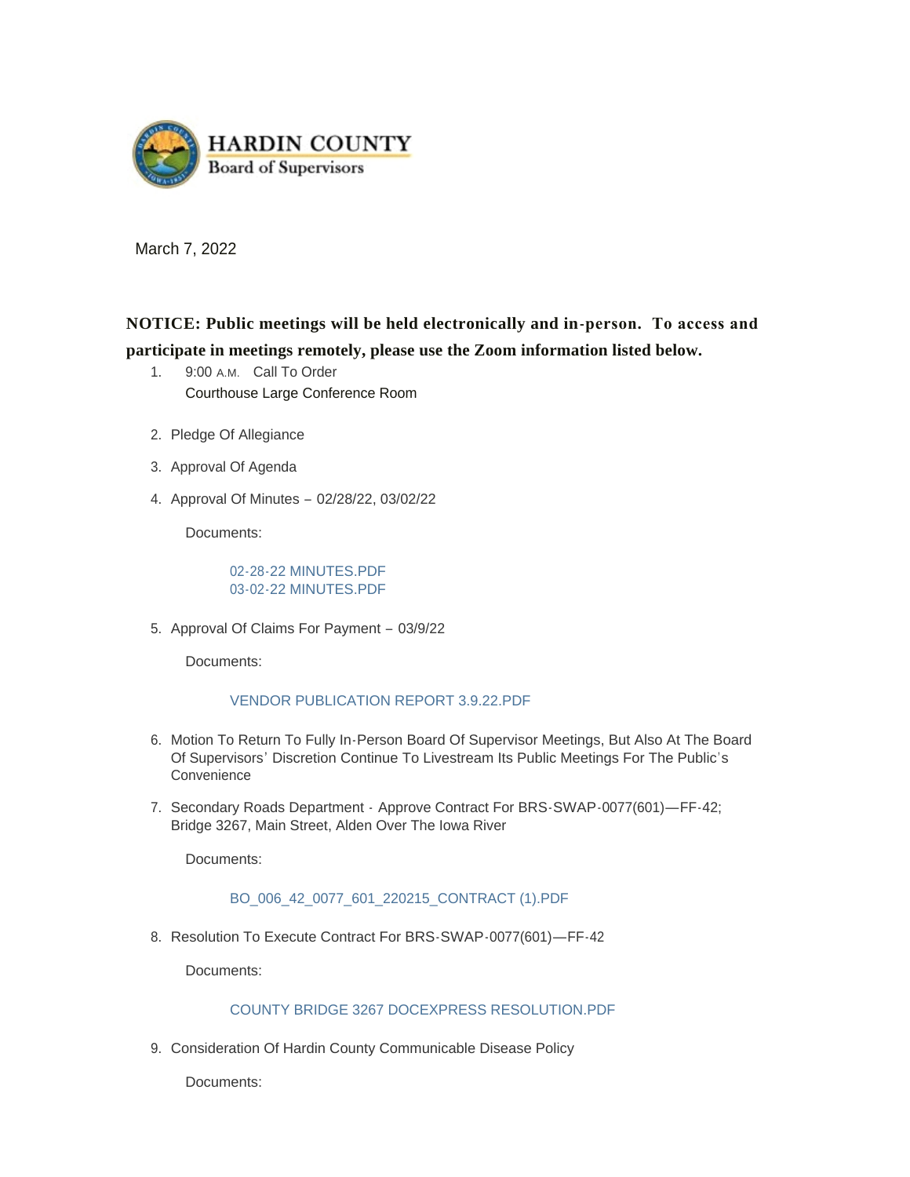**HARDIN COUNTY**
Board of Supervisors

March 7, 2022

**NOTICE: Public meetings will be held electronically and in-person. To access and participate in meetings remotely, please use the Zoom information listed below.**

1. 9:00 A.M. Call To Order
   Courthouse Large Conference Room

2. Pledge Of Allegiance

3. Approval Of Agenda

4. Approval Of Minutes – 02/28/22, 03/02/22

   Documents:

   02-28-22 MINUTES.PDF
   03-02-22 MINUTES.PDF

5. Approval Of Claims For Payment – 03/9/22

   Documents:

   VENDOR PUBLICATION REPORT 3.9.22.PDF

6. Motion To Return To Fully In-Person Board Of Supervisor Meetings, But Also At The Board Of Supervisors' Discretion Continue To Livestream Its Public Meetings For The Public's Convenience

7. Secondary Roads Department - Approve Contract For BRS-SWAP-0077(601)—FF-42; Bridge 3267, Main Street, Alden Over The Iowa River

   Documents:

   BO_006_42_0077_601_220215_CONTRACT (1).PDF

8. Resolution To Execute Contract For BRS-SWAP-0077(601)—FF-42

   Documents:

   COUNTY BRIDGE 3267 DOCEXPRESS RESOLUTION.PDF

9. Consideration Of Hardin County Communicable Disease Policy

   Documents: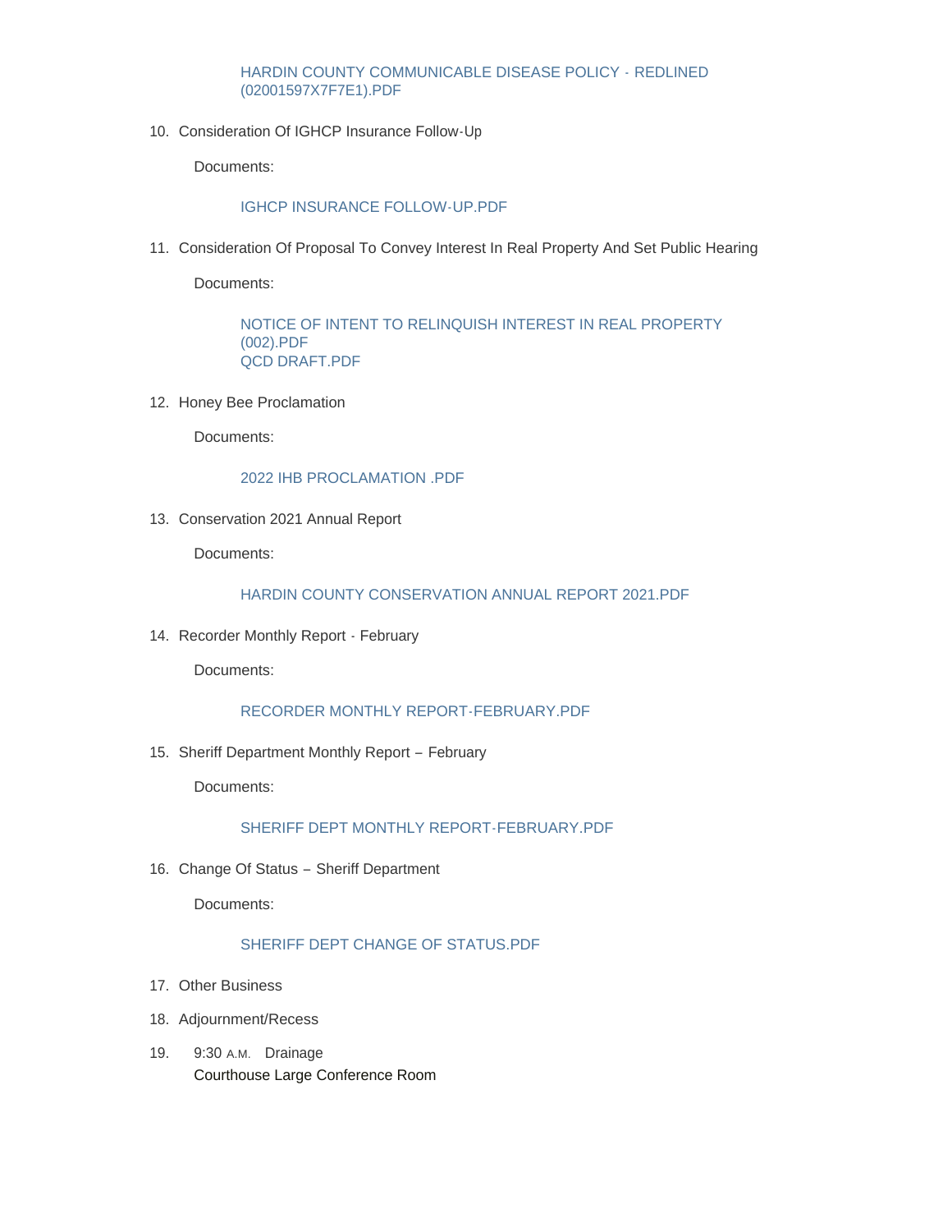HARDIN COUNTY COMMUNICABLE DISEASE POLICY - REDLINED (02001597X7F7E1).PDF

10. Consideration Of IGHCP Insurance Follow-Up

    Documents:

    IGHCP INSURANCE FOLLOW-UP.PDF

11. Consideration Of Proposal To Convey Interest In Real Property And Set Public Hearing

    Documents:

    NOTICE OF INTENT TO RELINQUISH INTEREST IN REAL PROPERTY (002).PDF
    QCD DRAFT.PDF

12. Honey Bee Proclamation

    Documents:

    2022 IHB PROCLAMATION .PDF

13. Conservation 2021 Annual Report

    Documents:

    HARDIN COUNTY CONSERVATION ANNUAL REPORT 2021.PDF

14. Recorder Monthly Report - February

    Documents:

    RECORDER MONTHLY REPORT-FEBRUARY.PDF

15. Sheriff Department Monthly Report – February

    Documents:

    SHERIFF DEPT MONTHLY REPORT-FEBRUARY.PDF

16. Change Of Status – Sheriff Department

    Documents:

    SHERIFF DEPT CHANGE OF STATUS.PDF

17. Other Business

18. Adjournment/Recess

19. 9:30 A.M. Drainage
    Courthouse Large Conference Room